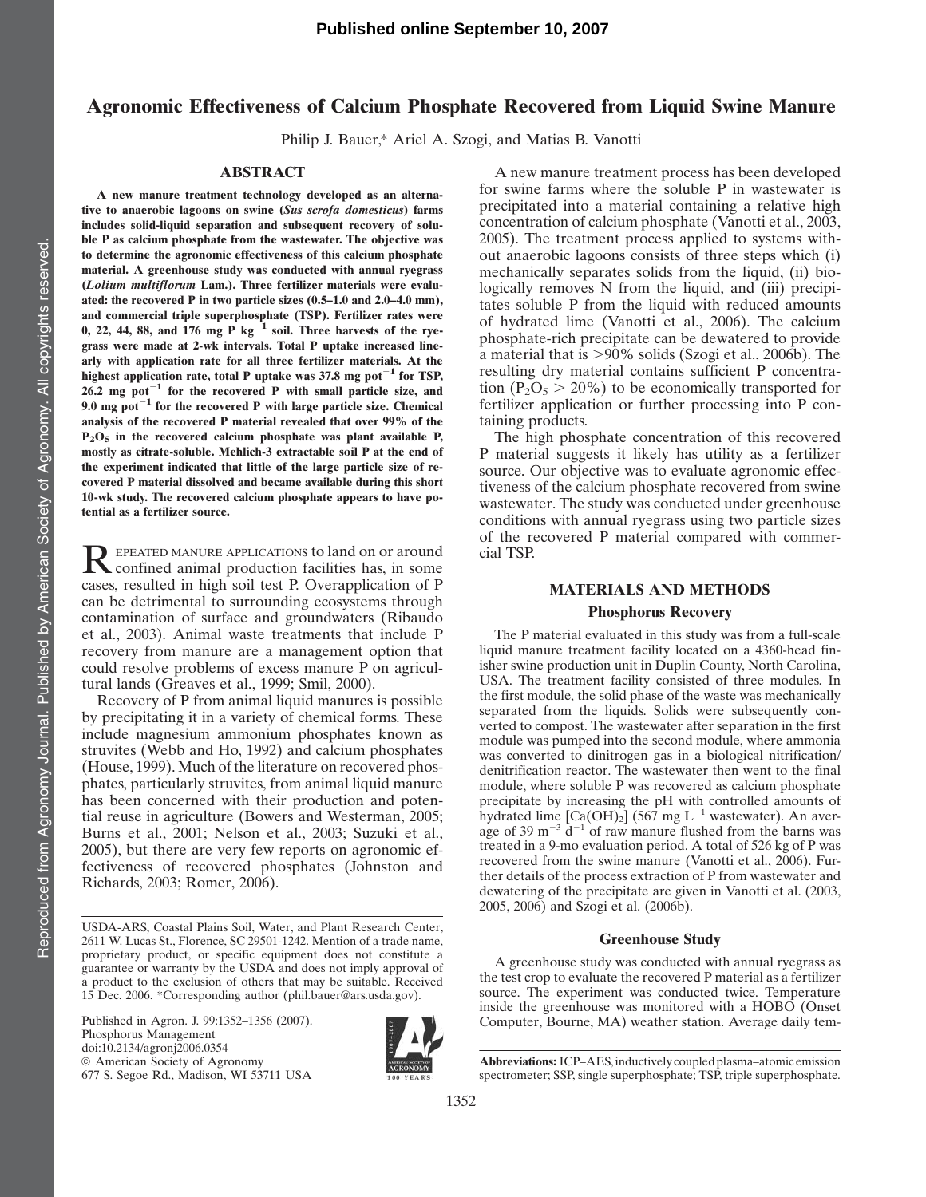Published online September 10, 2007

# Agronomic Effectiveness of Calcium Phosphate Recovered from Liquid Swine Manure

Philip J. Bauer,* Ariel A. Szogi, and Matias B. Vanotti

## ABSTRACT

**A new manure treatment technology developed as an alternative to anaerobic lagoons on swine (*Sus scrofa domesticus*) farms includes solid-liquid separation and subsequent recovery of soluble P as calcium phosphate from the wastewater. The objective was to determine the agronomic effectiveness of this calcium phosphate material. A greenhouse study was conducted with annual ryegrass (*Lolium multiflorum* Lam.). Three fertilizer materials were evaluated: the recovered P in two particle sizes (0.5–1.0 and 2.0–4.0 mm), and commercial triple superphosphate (TSP). Fertilizer rates were 0, 22, 44, 88, and 176 mg P $kg^{-1}$ soil. Three harvests of the ryegrass were made at 2-wk intervals. Total P uptake increased linearly with application rate for all three fertilizer materials. At the highest application rate, total P uptake was 37.8 mg $pot^{-1}$ for TSP, 26.2 mg $pot^{-1}$ for the recovered P with small particle size, and 9.0 mg $pot^{-1}$ for the recovered P with large particle size. Chemical analysis of the recovered P material revealed that over 99% of the $P_2O_5$ in the recovered calcium phosphate was plant available P, mostly as citrate-soluble. Mehlich-3 extractable soil P at the end of the experiment indicated that little of the large particle size of recovered P material dissolved and became available during this short 10-wk study. The recovered calcium phosphate appears to have potential as a fertilizer source.**

Repeated manure applications to land on or around confined animal production facilities has, in some cases, resulted in high soil test P. Overapplication of P can be detrimental to surrounding ecosystems through contamination of surface and groundwaters (Ribaudo et al., 2003). Animal waste treatments that include P recovery from manure are a management option that could resolve problems of excess manure P on agricultural lands (Greaves et al., 1999; Smil, 2000).

Recovery of P from animal liquid manures is possible by precipitating it in a variety of chemical forms. These include magnesium ammonium phosphates known as struvites (Webb and Ho, 1992) and calcium phosphates (House, 1999). Much of the literature on recovered phosphates, particularly struvites, from animal liquid manure has been concerned with their production and potential reuse in agriculture (Bowers and Westerman, 2005; Burns et al., 2001; Nelson et al., 2003; Suzuki et al., 2005), but there are very few reports on agronomic effectiveness of recovered phosphates (Johnston and Richards, 2003; Romer, 2006).

USDA-ARS, Coastal Plains Soil, Water, and Plant Research Center, 2611 W. Lucas St., Florence, SC 29501-1242. Mention of a trade name, proprietary product, or specific equipment does not constitute a guarantee or warranty by the USDA and does not imply approval of a product to the exclusion of others that may be suitable. Received 15 Dec. 2006. *Corresponding author (phil.bauer@ars.usda.gov).

Published in Agron. J. 99:1352–1356 (2007).
Phosphorus Management
doi:10.2134/agronj2006.0354
© American Society of Agronomy
677 S. Segoe Rd., Madison, WI 53711 USA

A new manure treatment process has been developed for swine farms where the soluble P in wastewater is precipitated into a material containing a relative high concentration of calcium phosphate (Vanotti et al., 2003, 2005). The treatment process applied to systems without anaerobic lagoons consists of three steps which (i) mechanically separates solids from the liquid, (ii) biologically removes N from the liquid, and (iii) precipitates soluble P from the liquid with reduced amounts of hydrated lime (Vanotti et al., 2006). The calcium phosphate-rich precipitate can be dewatered to provide a material that is >90% solids (Szogi et al., 2006b). The resulting dry material contains sufficient P concentration ($P_2O_5$ > 20%) to be economically transported for fertilizer application or further processing into P containing products.

The high phosphate concentration of this recovered P material suggests it likely has utility as a fertilizer source. Our objective was to evaluate agronomic effectiveness of the calcium phosphate recovered from swine wastewater. The study was conducted under greenhouse conditions with annual ryegrass using two particle sizes of the recovered P material compared with commercial TSP.

## MATERIALS AND METHODS

### Phosphorus Recovery

The P material evaluated in this study was from a full-scale liquid manure treatment facility located on a 4360-head finisher swine production unit in Duplin County, North Carolina, USA. The treatment facility consisted of three modules. In the first module, the solid phase of the waste was mechanically separated from the liquids. Solids were subsequently converted to compost. The wastewater after separation in the first module was pumped into the second module, where ammonia was converted to dinitrogen gas in a biological nitrification/denitrification reactor. The wastewater then went to the final module, where soluble P was recovered as calcium phosphate precipitate by increasing the pH with controlled amounts of hydrated lime [$Ca(OH)_2$] (567 mg $L^{-1}$ wastewater). An average of 39 $m^{-3}$ $d^{-1}$ of raw manure flushed from the barns was treated in a 9-mo evaluation period. A total of 526 kg of P was recovered from the swine manure (Vanotti et al., 2006). Further details of the process extraction of P from wastewater and dewatering of the precipitate are given in Vanotti et al. (2003, 2005, 2006) and Szogi et al. (2006b).

### Greenhouse Study

A greenhouse study was conducted with annual ryegrass as the test crop to evaluate the recovered P material as a fertilizer source. The experiment was conducted twice. Temperature inside the greenhouse was monitored with a HOBO (Onset Computer, Bourne, MA) weather station. Average daily tem-

**Abbreviations:** ICP–AES, inductively coupled plasma–atomic emission spectrometer; SSP, single superphosphate; TSP, triple superphosphate.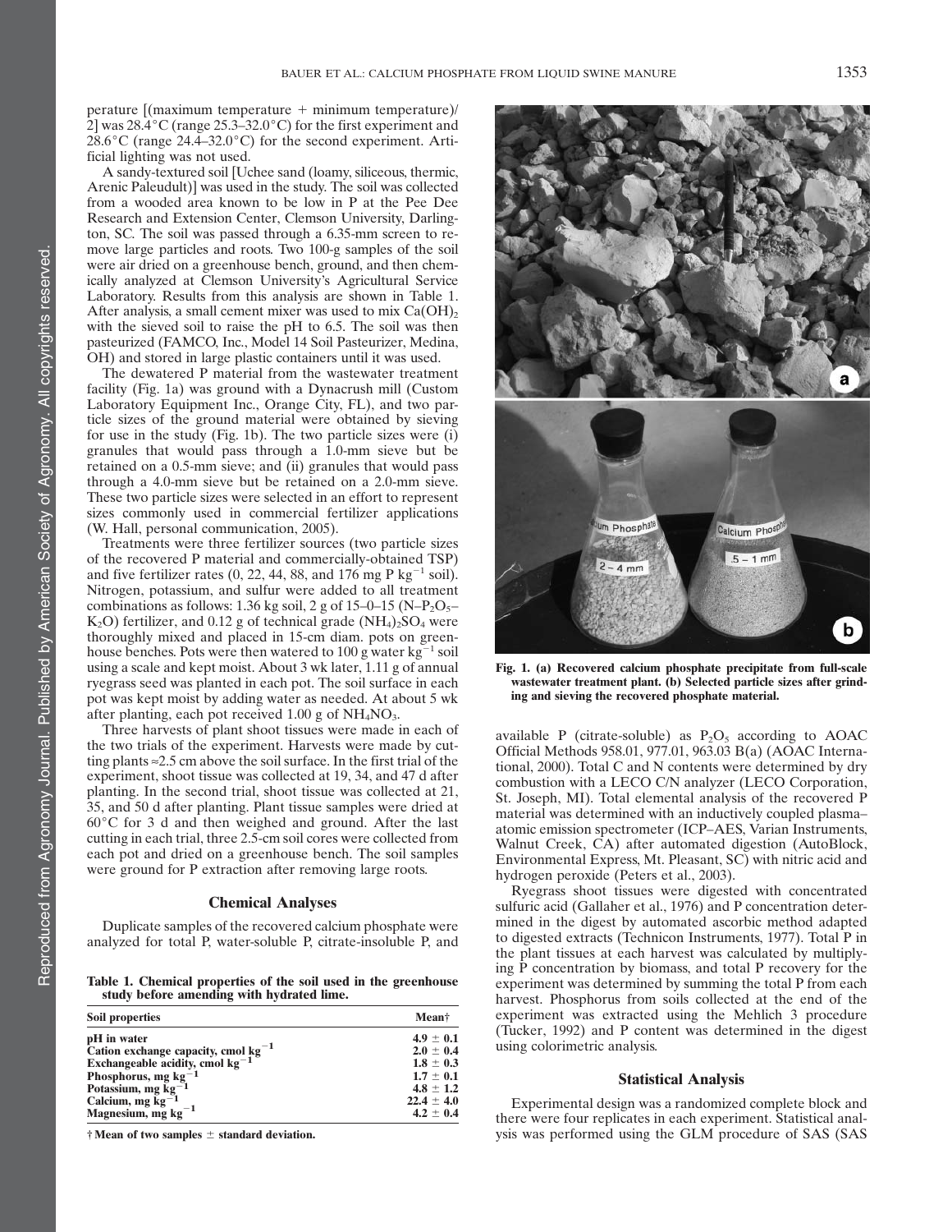perature [(maximum temperature + minimum temperature)/2] was 28.4°C (range 25.3–32.0°C) for the first experiment and 28.6°C (range 24.4–32.0°C) for the second experiment. Artificial lighting was not used.

A sandy-textured soil [Uchee sand (loamy, siliceous, thermic, Arenic Paleudult)] was used in the study. The soil was collected from a wooded area known to be low in P at the Pee Dee Research and Extension Center, Clemson University, Darlington, SC. The soil was passed through a 6.35-mm screen to remove large particles and roots. Two 100-g samples of the soil were air dried on a greenhouse bench, ground, and then chemically analyzed at Clemson University's Agricultural Service Laboratory. Results from this analysis are shown in Table 1. After analysis, a small cement mixer was used to mix $Ca(OH)_2$ with the sieved soil to raise the pH to 6.5. The soil was then pasteurized (FAMCO, Inc., Model 14 Soil Pasteurizer, Medina, OH) and stored in large plastic containers until it was used.

The dewatered P material from the wastewater treatment facility (Fig. 1a) was ground with a Dynacrush mill (Custom Laboratory Equipment Inc., Orange City, FL), and two particle sizes of the ground material were obtained by sieving for use in the study (Fig. 1b). The two particle sizes were (i) granules that would pass through a 1.0-mm sieve but be retained on a 0.5-mm sieve; and (ii) granules that would pass through a 4.0-mm sieve but be retained on a 2.0-mm sieve. These two particle sizes were selected in an effort to represent sizes commonly used in commercial fertilizer applications (W. Hall, personal communication, 2005).

Treatments were three fertilizer sources (two particle sizes of the recovered P material and commercially-obtained TSP) and five fertilizer rates (0, 22, 44, 88, and 176 mg P $kg^{-1}$ soil). Nitrogen, potassium, and sulfur were added to all treatment combinations as follows: 1.36 kg soil, 2 g of 15–0–15 ($N–P_2O_5–K_2O$) fertilizer, and 0.12 g of technical grade $(NH_4)_2SO_4$ were thoroughly mixed and placed in 15-cm diam. pots on greenhouse benches. Pots were then watered to 100 g water $kg^{-1}$ soil using a scale and kept moist. About 3 wk later, 1.11 g of annual ryegrass seed was planted in each pot. The soil surface in each pot was kept moist by adding water as needed. At about 5 wk after planting, each pot received 1.00 g of $NH_4NO_3$.

Three harvests of plant shoot tissues were made in each of the two trials of the experiment. Harvests were made by cutting plants ≈2.5 cm above the soil surface. In the first trial of the experiment, shoot tissue was collected at 19, 34, and 47 d after planting. In the second trial, shoot tissue was collected at 21, 35, and 50 d after planting. Plant tissue samples were dried at 60°C for 3 d and then weighed and ground. After the last cutting in each trial, three 2.5-cm soil cores were collected from each pot and dried on a greenhouse bench. The soil samples were ground for P extraction after removing large roots.

## Chemical Analyses

Duplicate samples of the recovered calcium phosphate were analyzed for total P, water-soluble P, citrate-insoluble P, and available P (citrate-soluble) as $P_2O_5$ according to AOAC Official Methods 958.01, 977.01, 963.03 B(a) (AOAC International, 2000). Total C and N contents were determined by dry combustion with a LECO C/N analyzer (LECO Corporation, St. Joseph, MI). Total elemental analysis of the recovered P material was determined with an inductively coupled plasma–atomic emission spectrometer (ICP–AES, Varian Instruments, Walnut Creek, CA) after automated digestion (AutoBlock, Environmental Express, Mt. Pleasant, SC) with nitric acid and hydrogen peroxide (Peters et al., 2003).

Ryegrass shoot tissues were digested with concentrated sulfuric acid (Gallaher et al., 1976) and P concentration determined in the digest by automated ascorbic method adapted to digested extracts (Technicon Instruments, 1977). Total P in the plant tissues at each harvest was calculated by multiplying P concentration by biomass, and total P recovery for the experiment was determined by summing the total P from each harvest. Phosphorus from soils collected at the end of the experiment was extracted using the Mehlich 3 procedure (Tucker, 1992) and P content was determined in the digest using colorimetric analysis.

**Table 1. Chemical properties of the soil used in the greenhouse study before amending with hydrated lime.**

| Soil properties | Mean† |
| --- | --- |
| pH in water | 4.9 ± 0.1 |
| Cation exchange capacity, cmol $kg^{-1}$ | 2.0 ± 0.4 |
| Exchangeable acidity, cmol $kg^{-1}$ | 1.8 ± 0.3 |
| Phosphorus, mg $kg^{-1}$ | 1.7 ± 0.1 |
| Potassium, mg $kg^{-1}$ | 4.8 ± 1.2 |
| Calcium, mg $kg^{-1}$ | 22.4 ± 4.0 |
| Magnesium, mg $kg^{-1}$ | 4.2 ± 0.4 |

† Mean of two samples ± standard deviation.

**Fig. 1. (a) Recovered calcium phosphate precipitate from full-scale wastewater treatment plant. (b) Selected particle sizes after grinding and sieving the recovered phosphate material.**

## Statistical Analysis

Experimental design was a randomized complete block and there were four replicates in each experiment. Statistical analysis was performed using the GLM procedure of SAS (SAS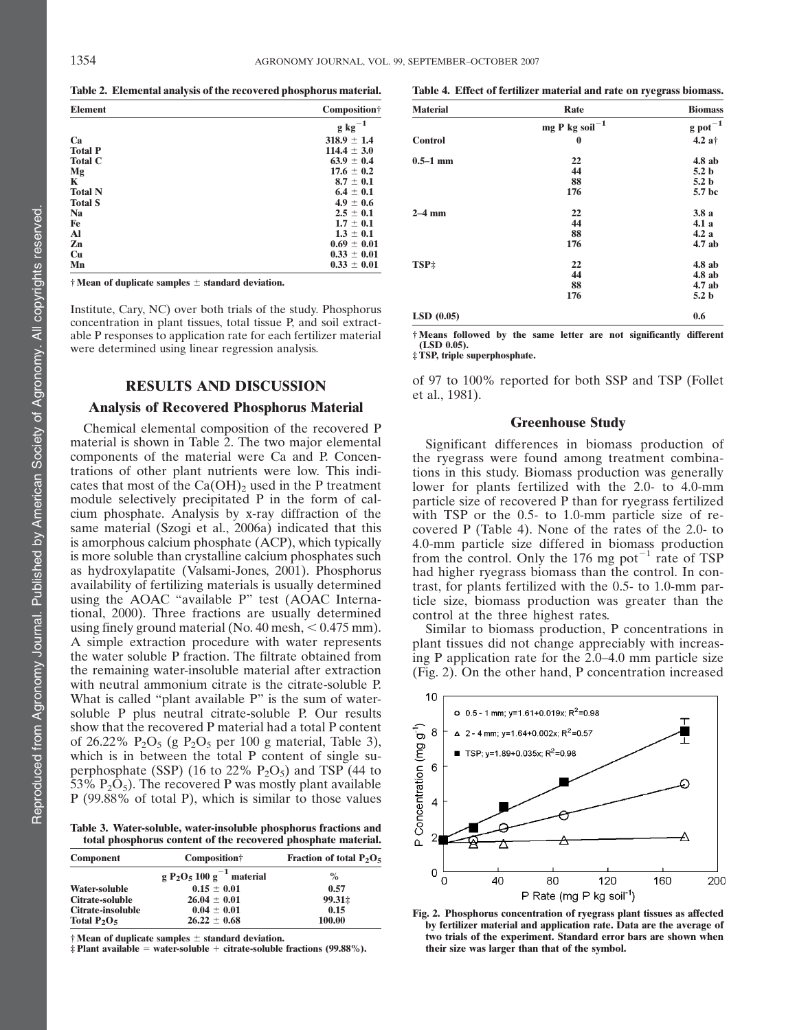**Table 2. Elemental analysis of the recovered phosphorus material.**

| Element | Composition† |
|---|---|
| | $g\ kg^{-1}$ |
| Ca | 318.9 ± 1.4 |
| Total P | 114.4 ± 3.0 |
| Total C | 63.9 ± 0.4 |
| Mg | 17.6 ± 0.2 |
| K | 8.7 ± 0.1 |
| Total N | 6.4 ± 0.1 |
| Total S | 4.9 ± 0.6 |
| Na | 2.5 ± 0.1 |
| Fe | 1.7 ± 0.1 |
| Al | 1.3 ± 0.1 |
| Zn | 0.69 ± 0.01 |
| Cu | 0.33 ± 0.01 |
| Mn | 0.33 ± 0.01 |

† Mean of duplicate samples ± standard deviation.

Institute, Cary, NC) over both trials of the study. Phosphorus concentration in plant tissues, total tissue P, and soil extractable P responses to application rate for each fertilizer material were determined using linear regression analysis.

## RESULTS AND DISCUSSION

### Analysis of Recovered Phosphorus Material

Chemical elemental composition of the recovered P material is shown in Table 2. The two major elemental components of the material were Ca and P. Concentrations of other plant nutrients were low. This indicates that most of the $Ca(OH)_2$ used in the P treatment module selectively precipitated P in the form of calcium phosphate. Analysis by x-ray diffraction of the same material (Szogi et al., 2006a) indicated that this is amorphous calcium phosphate (ACP), which typically is more soluble than crystalline calcium phosphates such as hydroxylapatite (Valsami-Jones, 2001). Phosphorus availability of fertilizing materials is usually determined using the AOAC "available P" test (AOAC International, 2000). Three fractions are usually determined using finely ground material (No. 40 mesh, < 0.475 mm). A simple extraction procedure with water represents the water soluble P fraction. The filtrate obtained from the remaining water-insoluble material after extraction with neutral ammonium citrate is the citrate-soluble P. What is called "plant available P" is the sum of water-soluble P plus neutral citrate-soluble P. Our results show that the recovered P material had a total P content of 26.22% $P_2O_5$ (g $P_2O_5$ per 100 g material, Table 3), which is in between the total P content of single superphosphate (SSP) (16 to 22% $P_2O_5$) and TSP (44 to 53% $P_2O_5$). The recovered P was mostly plant available P (99.88% of total P), which is similar to those values of 97 to 100% reported for both SSP and TSP (Follet et al., 1981).

**Table 3. Water-soluble, water-insoluble phosphorus fractions and total phosphorus content of the recovered phosphate material.**

| Component | Composition† | Fraction of total $P_2O_5$ |
|---|---|---|
| | $g\ P_2O_5\ 100\ g^{-1}$ material | % |
| Water-soluble | 0.15 ± 0.01 | 0.57 |
| Citrate-soluble | 26.04 ± 0.01 | 99.31‡ |
| Citrate-insoluble | 0.04 ± 0.01 | 0.15 |
| Total $P_2O_5$ | 26.22 ± 0.68 | 100.00 |

† Mean of duplicate samples ± standard deviation.
‡ Plant available = water-soluble + citrate-soluble fractions (99.88%).

**Table 4. Effect of fertilizer material and rate on ryegrass biomass.**

| Material | Rate | Biomass |
|---|---|---|
| | $mg\ P\ kg\ soil^{-1}$ | $g\ pot^{-1}$ |
| Control | 0 | 4.2 a† |
| 0.5–1 mm | 22 | 4.8 ab |
| | 44 | 5.2 b |
| | 88 | 5.2 b |
| | 176 | 5.7 bc |
| 2–4 mm | 22 | 3.8 a |
| | 44 | 4.1 a |
| | 88 | 4.2 a |
| | 176 | 4.7 ab |
| TSP‡ | 22 | 4.8 ab |
| | 44 | 4.8 ab |
| | 88 | 4.7 ab |
| | 176 | 5.2 b |
| LSD (0.05) | | 0.6 |

† Means followed by the same letter are not significantly different (LSD 0.05).
‡ TSP, triple superphosphate.

### Greenhouse Study

Significant differences in biomass production of the ryegrass were found among treatment combinations in this study. Biomass production was generally lower for plants fertilized with the 2.0- to 4.0-mm particle size of recovered P than for ryegrass fertilized with TSP or the 0.5- to 1.0-mm particle size of recovered P (Table 4). None of the rates of the 2.0- to 4.0-mm particle size differed in biomass production from the control. Only the 176 mg $pot^{-1}$ rate of TSP had higher ryegrass biomass than the control. In contrast, for plants fertilized with the 0.5- to 1.0-mm particle size, biomass production was greater than the control at the three highest rates.

Similar to biomass production, P concentrations in plant tissues did not change appreciably with increasing P application rate for the 2.0–4.0 mm particle size (Fig. 2). On the other hand, P concentration increased

0.5 - 1 mm; $y=1.61+0.019x$; $R^2=0.98$
2 - 4 mm; $y=1.64+0.002x$; $R^2=0.57$
TSP; $y=1.89+0.035x$; $R^2=0.98$

P Concentration ($mg\ g^{-1}$)

P Rate ($mg\ P\ kg\ soil^{-1}$)

Fig. 2. Phosphorus concentration of ryegrass plant tissues as affected by fertilizer material and application rate. Data are the average of two trials of the experiment. Standard error bars are shown when their size was larger than that of the symbol.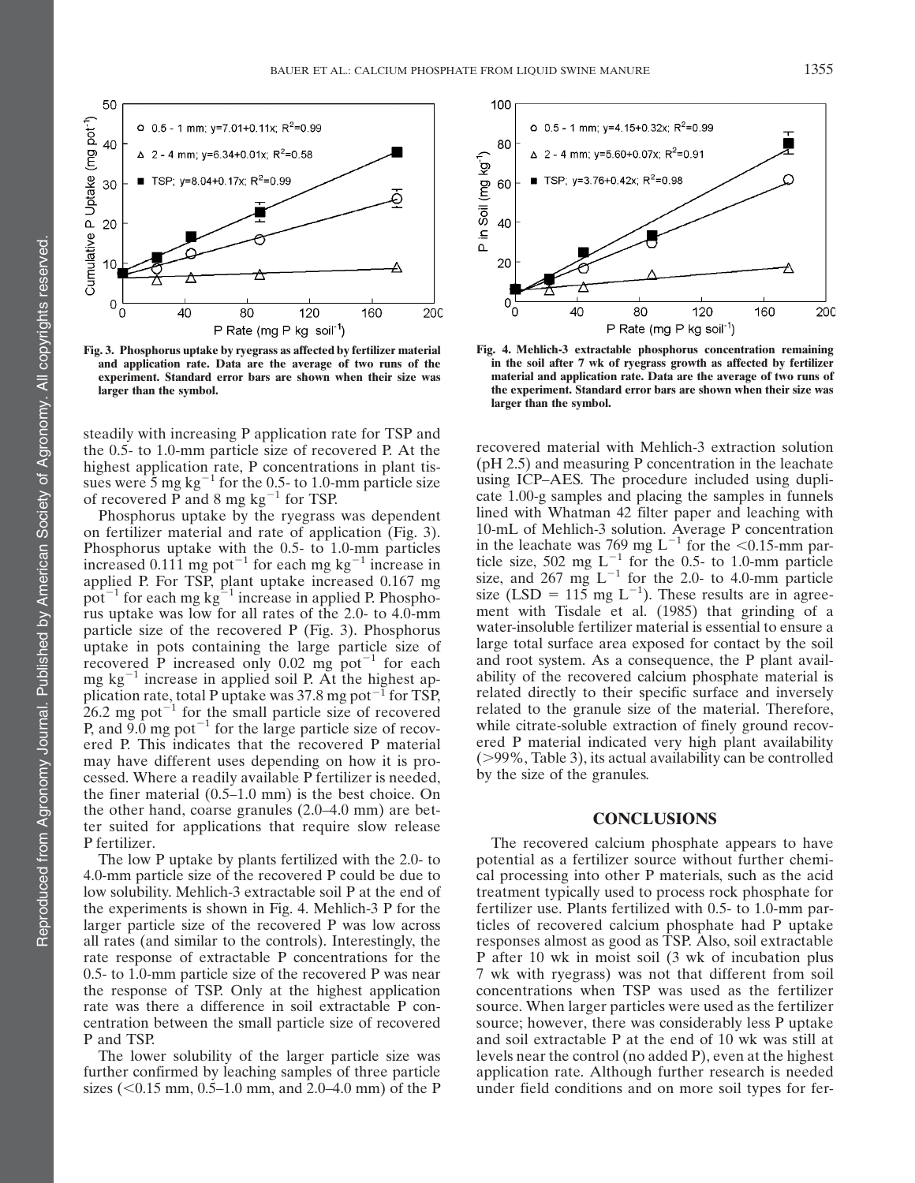Cumulative P Uptake (mg pot$^{-1}$)

50
40
30
20
10
0

0 40 80 120 160 200

P Rate (mg P kg soil$^{-1}$)

○ 0.5 - 1 mm; y=7.01+0.11x; $R^2$=0.99

△ 2 - 4 mm; y=6.34+0.01x; $R^2$=0.58

■ TSP; y=8.04+0.17x; $R^2$=0.99

**Fig. 3. Phosphorus uptake by ryegrass as affected by fertilizer material and application rate. Data are the average of two runs of the experiment. Standard error bars are shown when their size was larger than the symbol.**

P in Soil (mg kg$^{-1}$)

100
80
60
40
20
0

0 40 80 120 160 200

P Rate (mg P kg soil$^{-1}$)

○ 0.5 - 1 mm; y=4.15+0.32x; $R^2$=0.99

△ 2 - 4 mm; y=5.60+0.07x; $R^2$=0.91

■ TSP; y=3.76+0.42x; $R^2$=0.98

**Fig. 4. Mehlich-3 extractable phosphorus concentration remaining in the soil after 7 wk of ryegrass growth as affected by fertilizer material and application rate. Data are the average of two runs of the experiment. Standard error bars are shown when their size was larger than the symbol.**

steadily with increasing P application rate for TSP and the 0.5- to 1.0-mm particle size of recovered P. At the highest application rate, P concentrations in plant tissues were 5 mg kg$^{-1}$ for the 0.5- to 1.0-mm particle size of recovered P and 8 mg kg$^{-1}$ for TSP.

Phosphorus uptake by the ryegrass was dependent on fertilizer material and rate of application (Fig. 3). Phosphorus uptake with the 0.5- to 1.0-mm particles increased 0.111 mg pot$^{-1}$ for each mg kg$^{-1}$ increase in applied P. For TSP, plant uptake increased 0.167 mg pot$^{-1}$ for each mg kg$^{-1}$ increase in applied P. Phosphorus uptake was low for all rates of the 2.0- to 4.0-mm particle size of the recovered P (Fig. 3). Phosphorus uptake in pots containing the large particle size of recovered P increased only 0.02 mg pot$^{-1}$ for each mg kg$^{-1}$ increase in applied soil P. At the highest application rate, total P uptake was 37.8 mg pot$^{-1}$ for TSP, 26.2 mg pot$^{-1}$ for the small particle size of recovered P, and 9.0 mg pot$^{-1}$ for the large particle size of recovered P. This indicates that the recovered P material may have different uses depending on how it is processed. Where a readily available P fertilizer is needed, the finer material (0.5–1.0 mm) is the best choice. On the other hand, coarse granules (2.0–4.0 mm) are better suited for applications that require slow release P fertilizer.

The low P uptake by plants fertilized with the 2.0- to 4.0-mm particle size of the recovered P could be due to low solubility. Mehlich-3 extractable soil P at the end of the experiments is shown in Fig. 4. Mehlich-3 P for the larger particle size of the recovered P was low across all rates (and similar to the controls). Interestingly, the rate response of extractable P concentrations for the 0.5- to 1.0-mm particle size of the recovered P was near the response of TSP. Only at the highest application rate was there a difference in soil extractable P concentration between the small particle size of recovered P and TSP.

The lower solubility of the larger particle size was further confirmed by leaching samples of three particle sizes (<0.15 mm, 0.5–1.0 mm, and 2.0–4.0 mm) of the P recovered material with Mehlich-3 extraction solution (pH 2.5) and measuring P concentration in the leachate using ICP–AES. The procedure included using duplicate 1.00-g samples and placing the samples in funnels lined with Whatman 42 filter paper and leaching with 10-mL of Mehlich-3 solution. Average P concentration in the leachate was 769 mg L$^{-1}$ for the <0.15-mm particle size, 502 mg L$^{-1}$ for the 0.5- to 1.0-mm particle size, and 267 mg L$^{-1}$ for the 2.0- to 4.0-mm particle size (LSD = 115 mg L$^{-1}$). These results are in agreement with Tisdale et al. (1985) that grinding of a water-insoluble fertilizer material is essential to ensure a large total surface area exposed for contact by the soil and root system. As a consequence, the P plant availability of the recovered calcium phosphate material is related directly to their specific surface and inversely related to the granule size of the material. Therefore, while citrate-soluble extraction of finely ground recovered P material indicated very high plant availability (>99%, Table 3), its actual availability can be controlled by the size of the granules.

## CONCLUSIONS

The recovered calcium phosphate appears to have potential as a fertilizer source without further chemical processing into other P materials, such as the acid treatment typically used to process rock phosphate for fertilizer use. Plants fertilized with 0.5- to 1.0-mm particles of recovered calcium phosphate had P uptake responses almost as good as TSP. Also, soil extractable P after 10 wk in moist soil (3 wk of incubation plus 7 wk with ryegrass) was not that different from soil concentrations when TSP was used as the fertilizer source. When larger particles were used as the fertilizer source; however, there was considerably less P uptake and soil extractable P at the end of 10 wk was still at levels near the control (no added P), even at the highest application rate. Although further research is needed under field conditions and on more soil types for fer-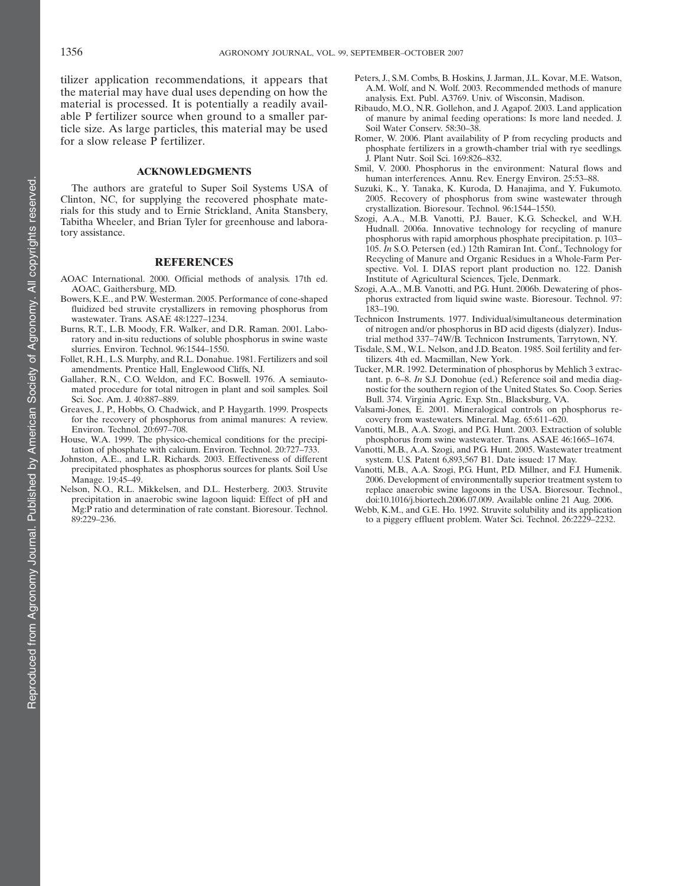tilizer application recommendations, it appears that the material may have dual uses depending on how the material is processed. It is potentially a readily available P fertilizer source when ground to a smaller particle size. As large particles, this material may be used for a slow release P fertilizer.

## ACKNOWLEDGMENTS

The authors are grateful to Super Soil Systems USA of Clinton, NC, for supplying the recovered phosphate materials for this study and to Ernie Strickland, Anita Stansbery, Tabitha Wheeler, and Brian Tyler for greenhouse and laboratory assistance.

## REFERENCES

AOAC International. 2000. Official methods of analysis. 17th ed. AOAC, Gaithersburg, MD.

Bowers, K.E., and P.W. Westerman. 2005. Performance of cone-shaped fluidized bed struvite crystallizers in removing phosphorus from wastewater. Trans. ASAE 48:1227–1234.

Burns, R.T., L.B. Moody, F.R. Walker, and D.R. Raman. 2001. Laboratory and in-situ reductions of soluble phosphorus in swine waste slurries. Environ. Technol. 96:1544–1550.

Follet, R.H., L.S. Murphy, and R.L. Donahue. 1981. Fertilizers and soil amendments. Prentice Hall, Englewood Cliffs, NJ.

Gallaher, R.N., C.O. Weldon, and F.C. Boswell. 1976. A semiautomated procedure for total nitrogen in plant and soil samples. Soil Sci. Soc. Am. J. 40:887–889.

Greaves, J., P., Hobbs, O. Chadwick, and P. Haygarth. 1999. Prospects for the recovery of phosphorus from animal manures: A review. Environ. Technol. 20:697–708.

House, W.A. 1999. The physico-chemical conditions for the precipitation of phosphate with calcium. Environ. Technol. 20:727–733.

Johnston, A.E., and L.R. Richards. 2003. Effectiveness of different precipitated phosphates as phosphorus sources for plants. Soil Use Manage. 19:45–49.

Nelson, N.O., R.L. Mikkelsen, and D.L. Hesterberg. 2003. Struvite precipitation in anaerobic swine lagoon liquid: Effect of pH and Mg:P ratio and determination of rate constant. Bioresour. Technol. 89:229–236.

Peters, J., S.M. Combs, B. Hoskins, J. Jarman, J.L. Kovar, M.E. Watson, A.M. Wolf, and N. Wolf. 2003. Recommended methods of manure analysis. Ext. Publ. A3769. Univ. of Wisconsin, Madison.

Ribaudo, M.O., N.R. Gollehon, and J. Agapof. 2003. Land application of manure by animal feeding operations: Is more land needed. J. Soil Water Conserv. 58:30–38.

Romer, W. 2006. Plant availability of P from recycling products and phosphate fertilizers in a growth-chamber trial with rye seedlings. J. Plant Nutr. Soil Sci. 169:826–832.

Smil, V. 2000. Phosphorus in the environment: Natural flows and human interferences. Annu. Rev. Energy Environ. 25:53–88.

Suzuki, K., Y. Tanaka, K. Kuroda, D. Hanajima, and Y. Fukumoto. 2005. Recovery of phosphorus from swine wastewater through crystallization. Bioresour. Technol. 96:1544–1550.

Szogi, A.A., M.B. Vanotti, P.J. Bauer, K.G. Scheckel, and W.H. Hudnall. 2006a. Innovative technology for recycling of manure phosphorus with rapid amorphous phosphate precipitation. p. 103–105. *In* S.O. Petersen (ed.) 12th Ramiran Int. Conf., Technology for Recycling of Manure and Organic Residues in a Whole-Farm Perspective. Vol. I. DIAS report plant production no. 122. Danish Institute of Agricultural Sciences, Tjele, Denmark.

Szogi, A.A., M.B. Vanotti, and P.G. Hunt. 2006b. Dewatering of phosphorus extracted from liquid swine waste. Bioresour. Technol. 97: 183–190.

Technicon Instruments. 1977. Individual/simultaneous determination of nitrogen and/or phosphorus in BD acid digests (dialyzer). Industrial method 337–74W/B. Technicon Instruments, Tarrytown, NY.

Tisdale, S.M., W.L. Nelson, and J.D. Beaton. 1985. Soil fertility and fertilizers. 4th ed. Macmillan, New York.

Tucker, M.R. 1992. Determination of phosphorus by Mehlich 3 extractant. p. 6–8. *In* S.J. Donohue (ed.) Reference soil and media diagnostic for the southern region of the United States. So. Coop. Series Bull. 374. Virginia Agric. Exp. Stn., Blacksburg, VA.

Valsami-Jones, E. 2001. Mineralogical controls on phosphorus recovery from wastewaters. Mineral. Mag. 65:611–620.

Vanotti, M.B., A.A. Szogi, and P.G. Hunt. 2003. Extraction of soluble phosphorus from swine wastewater. Trans. ASAE 46:1665–1674.

Vanotti, M.B., A.A. Szogi, and P.G. Hunt. 2005. Wastewater treatment system. U.S. Patent 6,893,567 B1. Date issued: 17 May.

Vanotti, M.B., A.A. Szogi, P.G. Hunt, P.D. Millner, and F.J. Humenik. 2006. Development of environmentally superior treatment system to replace anaerobic swine lagoons in the USA. Bioresour. Technol., doi:10.1016/j.biortech.2006.07.009. Available online 21 Aug. 2006.

Webb, K.M., and G.E. Ho. 1992. Struvite solubility and its application to a piggery effluent problem. Water Sci. Technol. 26:2229–2232.